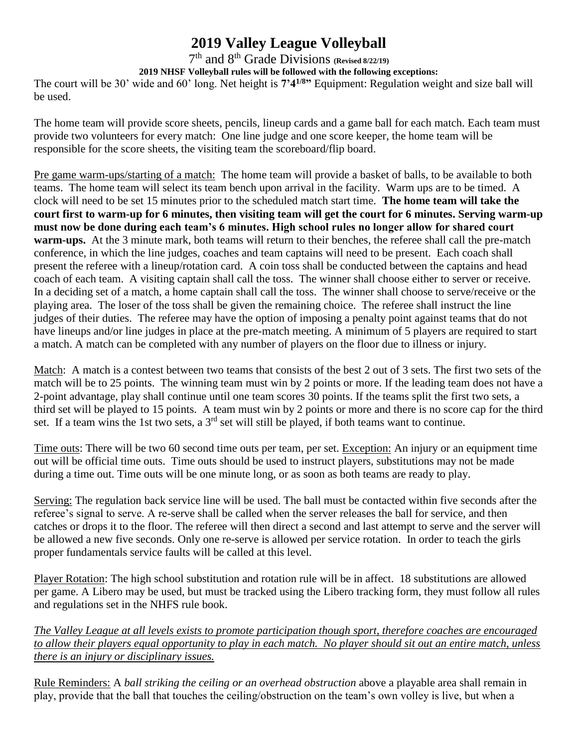# 2019 Valley League Volleyball

7th and 8th Grade Divisions **(Revised 8/22/19)**

**2019 NHSF Volleyball rules will be followed with the following exceptions:**

The court will be 30' wide and 60' long. Net height is **7'4$^{1/8}$"** Equipment: Regulation weight and size ball will be used.

The home team will provide score sheets, pencils, lineup cards and a game ball for each match. Each team must provide two volunteers for every match: One line judge and one score keeper, the home team will be responsible for the score sheets, the visiting team the scoreboard/flip board.

Pre game warm-ups/starting of a match: The home team will provide a basket of balls, to be available to both teams. The home team will select its team bench upon arrival in the facility. Warm ups are to be timed. A clock will need to be set 15 minutes prior to the scheduled match start time. **The home team will take the court first to warm-up for 6 minutes, then visiting team will get the court for 6 minutes. Serving warm-up must now be done during each team's 6 minutes. High school rules no longer allow for shared court warm-ups.** At the 3 minute mark, both teams will return to their benches, the referee shall call the pre-match conference, in which the line judges, coaches and team captains will need to be present. Each coach shall present the referee with a lineup/rotation card. A coin toss shall be conducted between the captains and head coach of each team. A visiting captain shall call the toss. The winner shall choose either to server or receive. In a deciding set of a match, a home captain shall call the toss. The winner shall choose to serve/receive or the playing area. The loser of the toss shall be given the remaining choice. The referee shall instruct the line judges of their duties. The referee may have the option of imposing a penalty point against teams that do not have lineups and/or line judges in place at the pre-match meeting. A minimum of 5 players are required to start a match. A match can be completed with any number of players on the floor due to illness or injury.

Match: A match is a contest between two teams that consists of the best 2 out of 3 sets. The first two sets of the match will be to 25 points. The winning team must win by 2 points or more. If the leading team does not have a 2-point advantage, play shall continue until one team scores 30 points. If the teams split the first two sets, a third set will be played to 15 points. A team must win by 2 points or more and there is no score cap for the third set. If a team wins the 1st two sets, a 3rd set will still be played, if both teams want to continue.

Time outs: There will be two 60 second time outs per team, per set. Exception: An injury or an equipment time out will be official time outs. Time outs should be used to instruct players, substitutions may not be made during a time out. Time outs will be one minute long, or as soon as both teams are ready to play.

Serving: The regulation back service line will be used. The ball must be contacted within five seconds after the referee's signal to serve. A re-serve shall be called when the server releases the ball for service, and then catches or drops it to the floor. The referee will then direct a second and last attempt to serve and the server will be allowed a new five seconds. Only one re-serve is allowed per service rotation. In order to teach the girls proper fundamentals service faults will be called at this level.

Player Rotation: The high school substitution and rotation rule will be in affect. 18 substitutions are allowed per game. A Libero may be used, but must be tracked using the Libero tracking form, they must follow all rules and regulations set in the NHFS rule book.

*The Valley League at all levels exists to promote participation though sport, therefore coaches are encouraged to allow their players equal opportunity to play in each match. No player should sit out an entire match, unless there is an injury or disciplinary issues.*

Rule Reminders: A *ball striking the ceiling or an overhead obstruction* above a playable area shall remain in play, provide that the ball that touches the ceiling/obstruction on the team's own volley is live, but when a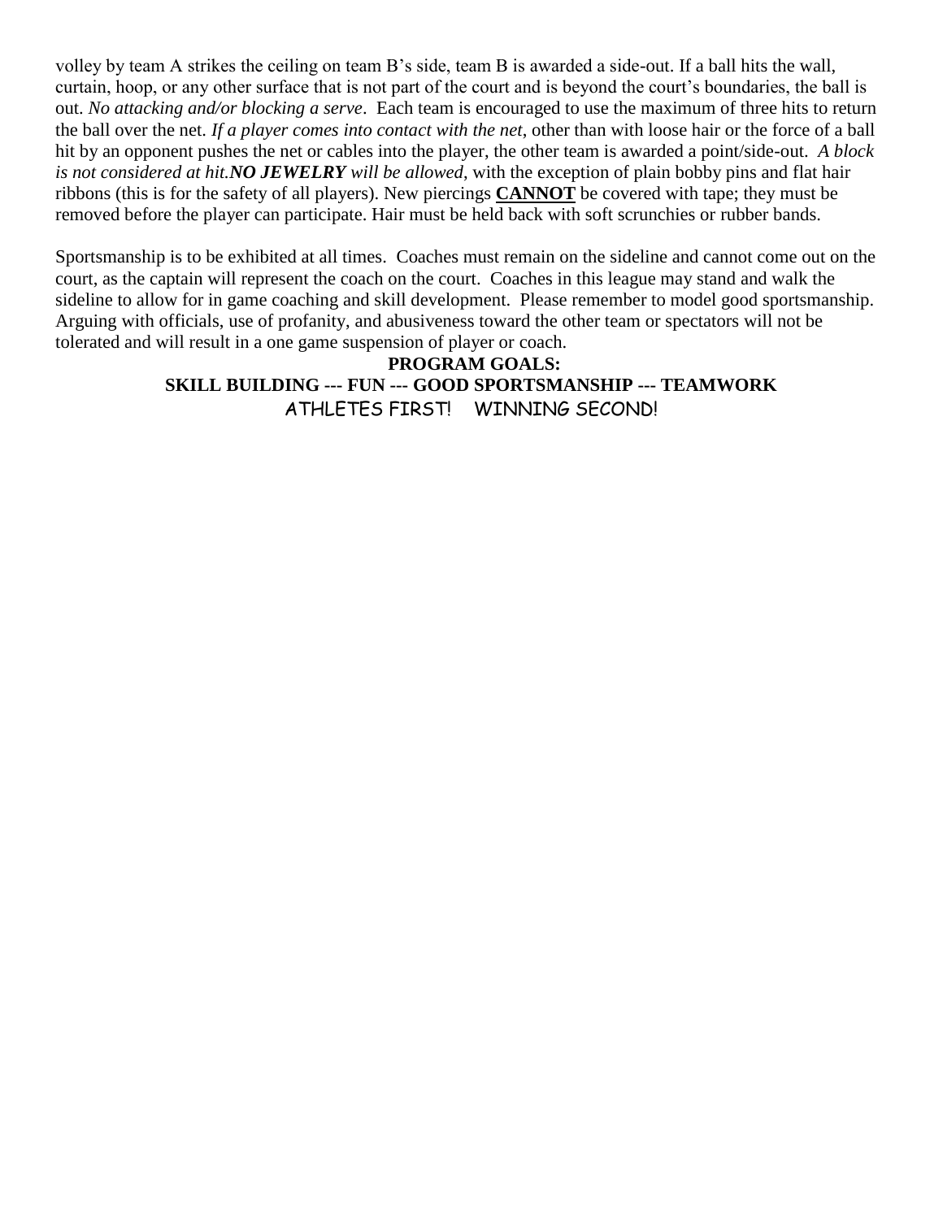volley by team A strikes the ceiling on team B's side, team B is awarded a side-out. If a ball hits the wall, curtain, hoop, or any other surface that is not part of the court and is beyond the court's boundaries, the ball is out. *No attacking and/or blocking a serve*. Each team is encouraged to use the maximum of three hits to return the ball over the net. *If a player comes into contact with the net*, other than with loose hair or the force of a ball hit by an opponent pushes the net or cables into the player, the other team is awarded a point/side-out. *A block is not considered at hit.**NO JEWELRY** will be allowed*, with the exception of plain bobby pins and flat hair ribbons (this is for the safety of all players). New piercings **<u>CANNOT</u>** be covered with tape; they must be removed before the player can participate. Hair must be held back with soft scrunchies or rubber bands.

Sportsmanship is to be exhibited at all times. Coaches must remain on the sideline and cannot come out on the court, as the captain will represent the coach on the court. Coaches in this league may stand and walk the sideline to allow for in game coaching and skill development. Please remember to model good sportsmanship. Arguing with officials, use of profanity, and abusiveness toward the other team or spectators will not be tolerated and will result in a one game suspension of player or coach.

**PROGRAM GOALS:**

**SKILL BUILDING --- FUN --- GOOD SPORTSMANSHIP --- TEAMWORK**

ATHLETES FIRST! WINNING SECOND!